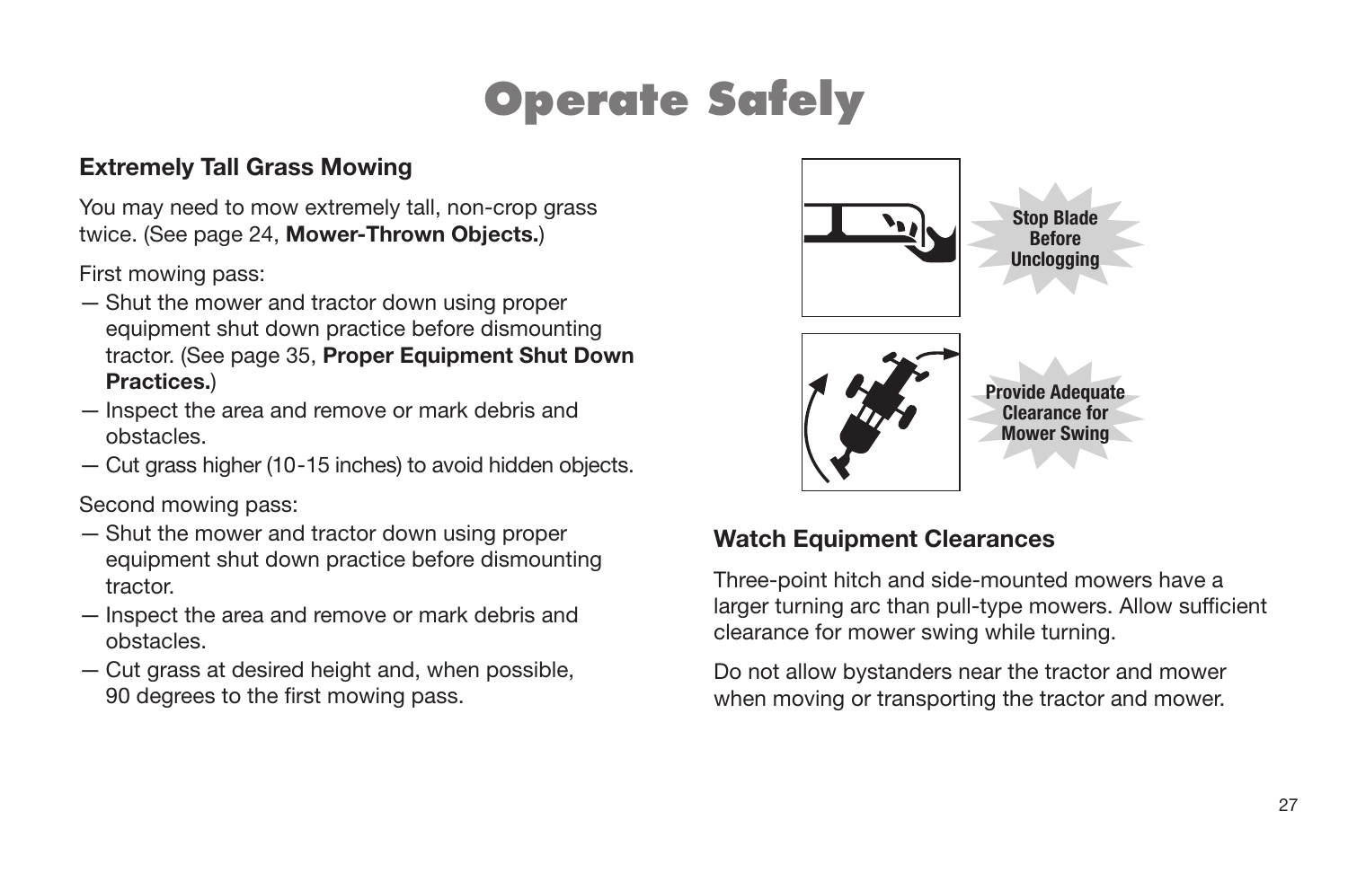# Operate Safely

## Extremely Tall Grass Mowing

You may need to mow extremely tall, non-crop grass twice. (See page 24, **Mower-Thrown Objects.**)

First mowing pass:

— Shut the mower and tractor down using proper equipment shut down practice before dismounting tractor. (See page 35, **Proper Equipment Shut Down Practices.**)

— Inspect the area and remove or mark debris and obstacles.

— Cut grass higher (10-15 inches) to avoid hidden objects.

Second mowing pass:

— Shut the mower and tractor down using proper equipment shut down practice before dismounting tractor.

— Inspect the area and remove or mark debris and obstacles.

— Cut grass at desired height and, when possible, 90 degrees to the first mowing pass.

**Stop Blade Before Unclogging**

**Provide Adequate Clearance for Mower Swing**

## Watch Equipment Clearances

Three-point hitch and side-mounted mowers have a larger turning arc than pull-type mowers. Allow sufficient clearance for mower swing while turning.

Do not allow bystanders near the tractor and mower when moving or transporting the tractor and mower.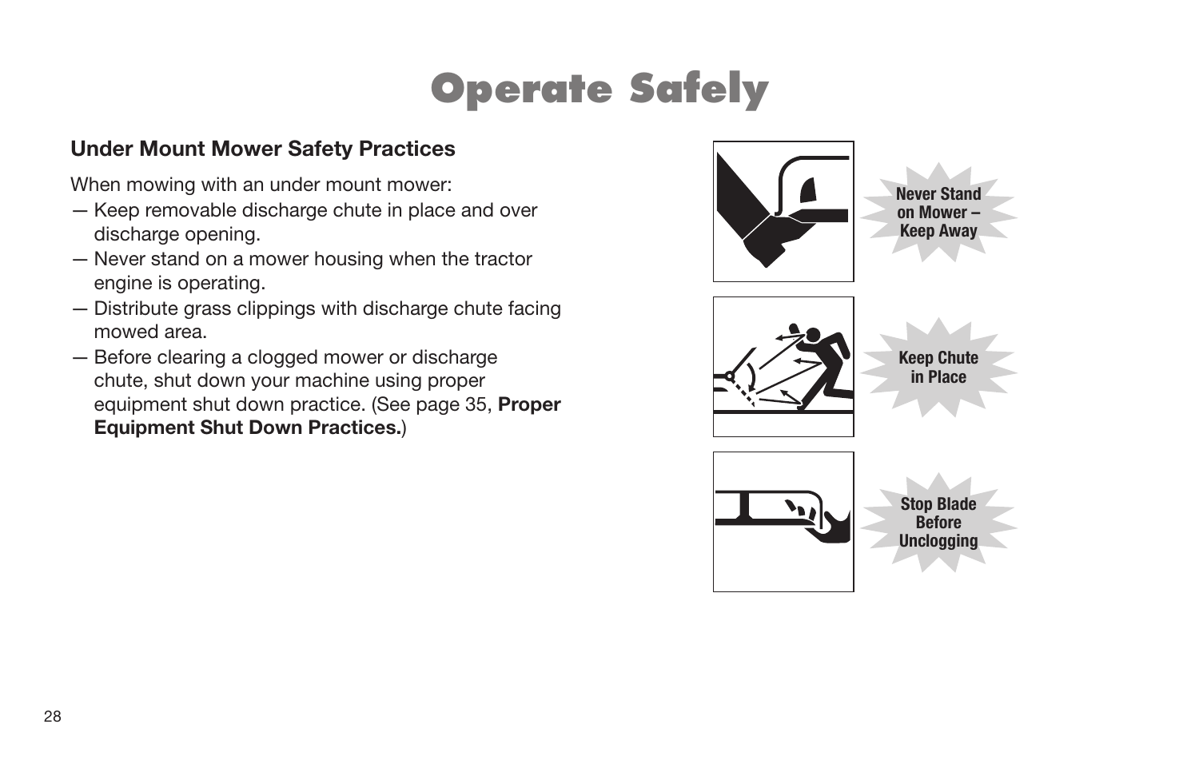# Operate Safely

## Under Mount Mower Safety Practices

When mowing with an under mount mower:

- — Keep removable discharge chute in place and over discharge opening.
- — Never stand on a mower housing when the tractor engine is operating.
- — Distribute grass clippings with discharge chute facing mowed area.
- — Before clearing a clogged mower or discharge chute, shut down your machine using proper equipment shut down practice. (See page 35, **Proper Equipment Shut Down Practices.**)

Never Stand on Mower – Keep Away

Keep Chute in Place

Stop Blade Before Unclogging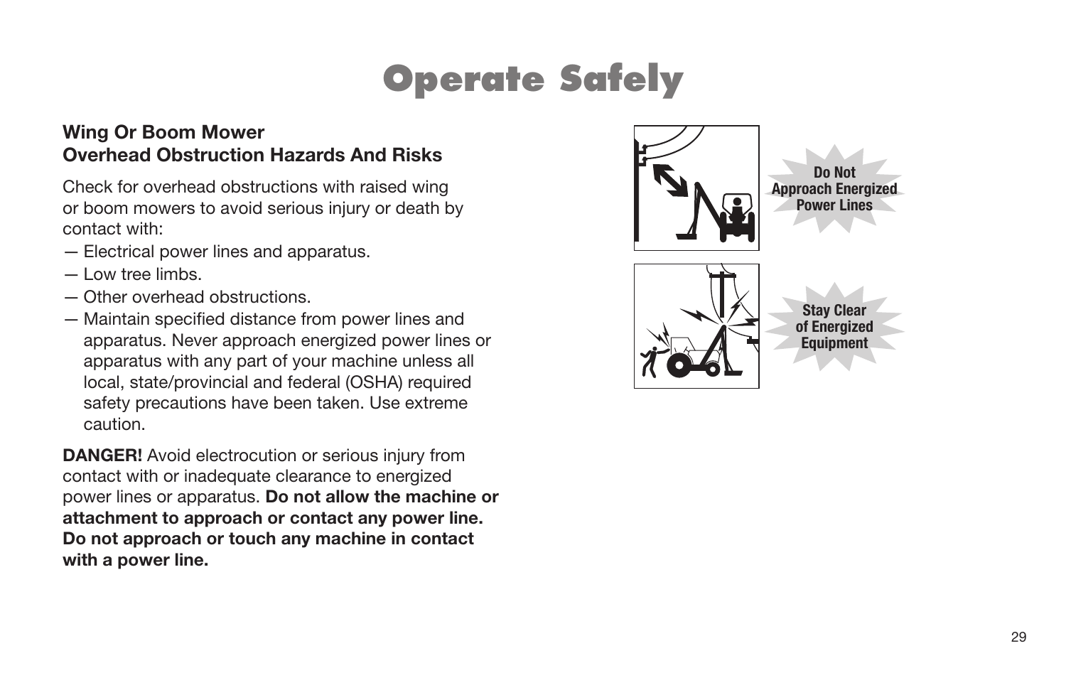# Operate Safely

### Wing Or Boom Mower
### Overhead Obstruction Hazards And Risks

Check for overhead obstructions with raised wing or boom mowers to avoid serious injury or death by contact with:

— Electrical power lines and apparatus.
— Low tree limbs.
— Other overhead obstructions.
— Maintain specified distance from power lines and apparatus. Never approach energized power lines or apparatus with any part of your machine unless all local, state/provincial and federal (OSHA) required safety precautions have been taken. Use extreme caution.

**DANGER!** Avoid electrocution or serious injury from contact with or inadequate clearance to energized power lines or apparatus. **Do not allow the machine or attachment to approach or contact any power line. Do not approach or touch any machine in contact with a power line.**

Do Not Approach Energized Power Lines

Stay Clear of Energized Equipment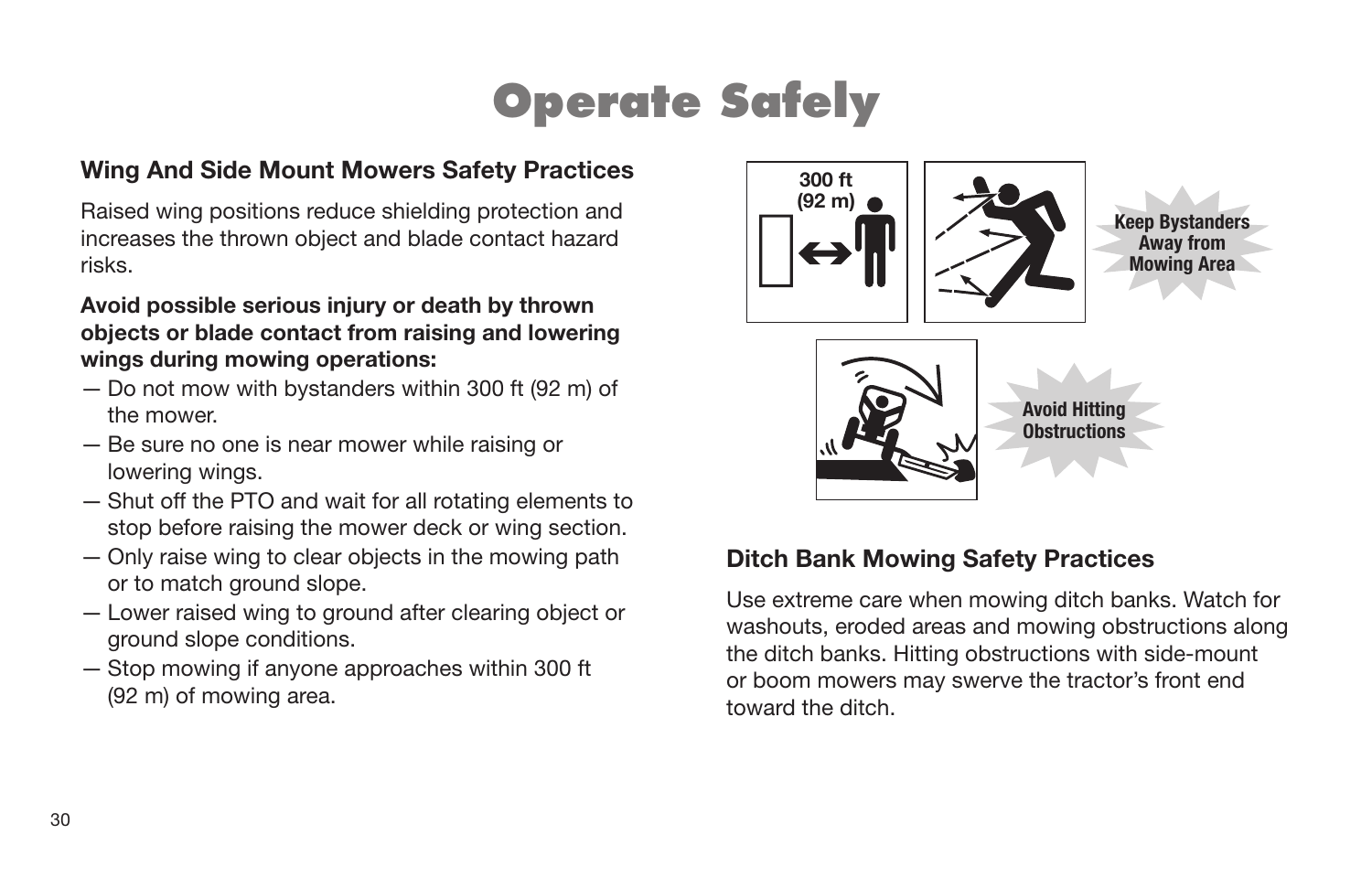# Operate Safely

## Wing And Side Mount Mowers Safety Practices

Raised wing positions reduce shielding protection and increases the thrown object and blade contact hazard risks.

**Avoid possible serious injury or death by thrown objects or blade contact from raising and lowering wings during mowing operations:**

— Do not mow with bystanders within 300 ft (92 m) of the mower.

— Be sure no one is near mower while raising or lowering wings.

— Shut off the PTO and wait for all rotating elements to stop before raising the mower deck or wing section.

— Only raise wing to clear objects in the mowing path or to match ground slope.

— Lower raised wing to ground after clearing object or ground slope conditions.

— Stop mowing if anyone approaches within 300 ft (92 m) of mowing area.

300 ft
(92 m)

Keep Bystanders Away from Mowing Area

Avoid Hitting Obstructions

## Ditch Bank Mowing Safety Practices

Use extreme care when mowing ditch banks. Watch for washouts, eroded areas and mowing obstructions along the ditch banks. Hitting obstructions with side-mount or boom mowers may swerve the tractor's front end toward the ditch.